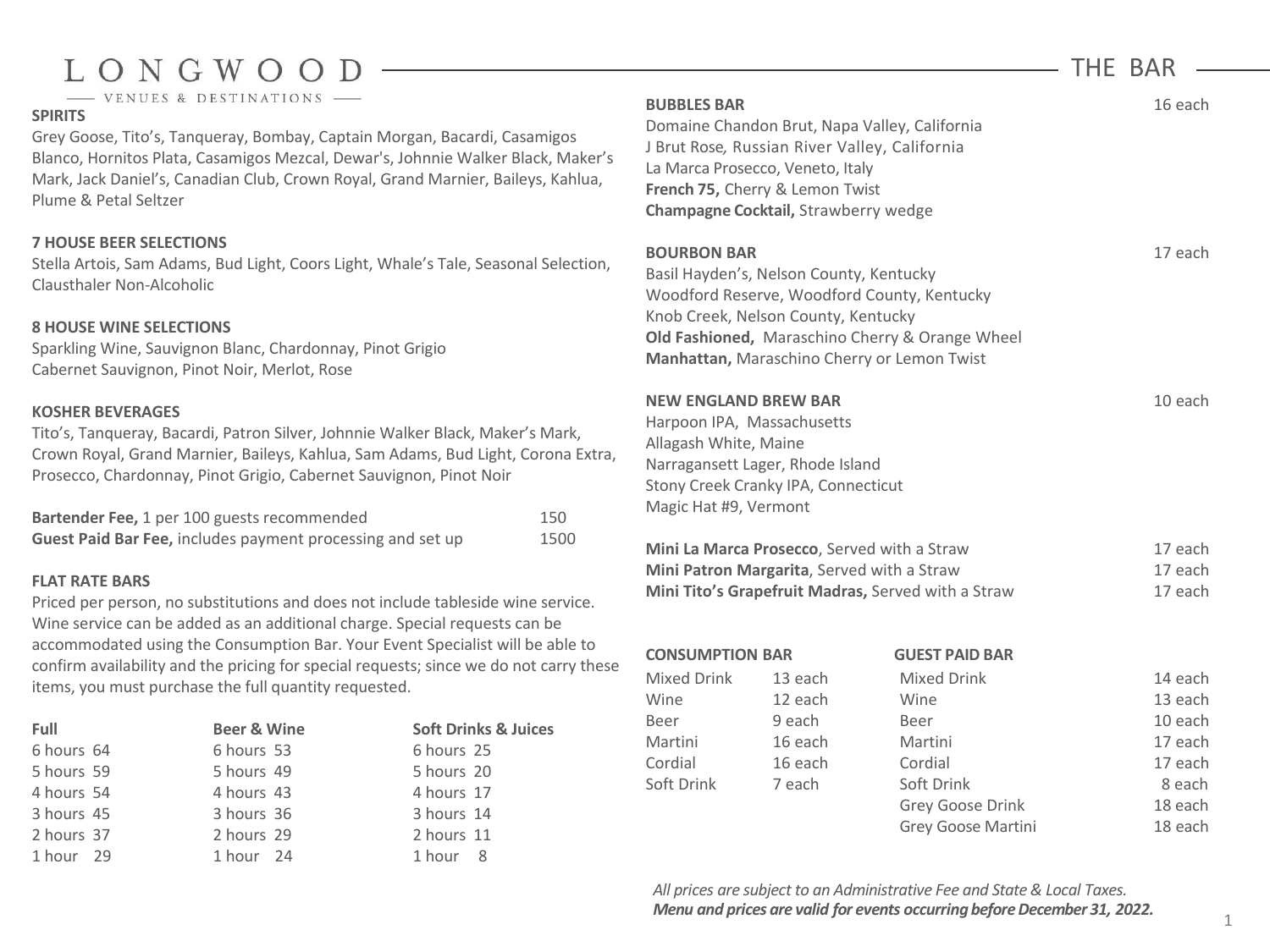# LONGWOOD

VENUES & DESTINATIONS

## THE BAR

**SPIRITS**

Grey Goose, Tito's, Tanqueray, Bombay, Captain Morgan, Bacardi, Casamigos Blanco, Hornitos Plata, Casamigos Mezcal, Dewar's, Johnnie Walker Black, Maker's Mark, Jack Daniel's, Canadian Club, Crown Royal, Grand Marnier, Baileys, Kahlua, Plume & Petal Seltzer

**7 HOUSE BEER SELECTIONS**

Stella Artois, Sam Adams, Bud Light, Coors Light, Whale's Tale, Seasonal Selection, Clausthaler Non-Alcoholic

**8 HOUSE WINE SELECTIONS**

Sparkling Wine, Sauvignon Blanc, Chardonnay, Pinot Grigio
Cabernet Sauvignon, Pinot Noir, Merlot, Rose

**KOSHER BEVERAGES**

Tito's, Tanqueray, Bacardi, Patron Silver, Johnnie Walker Black, Maker's Mark, Crown Royal, Grand Marnier, Baileys, Kahlua, Sam Adams, Bud Light, Corona Extra, Prosecco, Chardonnay, Pinot Grigio, Cabernet Sauvignon, Pinot Noir

**Bartender Fee,** 1 per 100 guests recommended — 150
**Guest Paid Bar Fee,** includes payment processing and set up — 1500

**FLAT RATE BARS**

Priced per person, no substitutions and does not include tableside wine service. Wine service can be added as an additional charge. Special requests can be accommodated using the Consumption Bar. Your Event Specialist will be able to confirm availability and the pricing for special requests; since we do not carry these items, you must purchase the full quantity requested.

| Full | Beer & Wine | Soft Drinks & Juices |
|---|---|---|
| 6 hours 64 | 6 hours 53 | 6 hours 25 |
| 5 hours 59 | 5 hours 49 | 5 hours 20 |
| 4 hours 54 | 4 hours 43 | 4 hours 17 |
| 3 hours 45 | 3 hours 36 | 3 hours 14 |
| 2 hours 37 | 2 hours 29 | 2 hours 11 |
| 1 hour 29 | 1 hour 24 | 1 hour 8 |

**BUBBLES BAR** — 16 each

Domaine Chandon Brut, Napa Valley, California
J Brut Rose, Russian River Valley, California
La Marca Prosecco, Veneto, Italy
**French 75,** Cherry & Lemon Twist
**Champagne Cocktail,** Strawberry wedge

**BOURBON BAR** — 17 each

Basil Hayden's, Nelson County, Kentucky
Woodford Reserve, Woodford County, Kentucky
Knob Creek, Nelson County, Kentucky
**Old Fashioned,** Maraschino Cherry & Orange Wheel
**Manhattan,** Maraschino Cherry or Lemon Twist

**NEW ENGLAND BREW BAR** — 10 each

Harpoon IPA, Massachusetts
Allagash White, Maine
Narragansett Lager, Rhode Island
Stony Creek Cranky IPA, Connecticut
Magic Hat #9, Vermont

**Mini La Marca Prosecco**, Served with a Straw — 17 each
**Mini Patron Margarita**, Served with a Straw — 17 each
**Mini Tito's Grapefruit Madras,** Served with a Straw — 17 each

| CONSUMPTION BAR | |
|---|---|
| Mixed Drink | 13 each |
| Wine | 12 each |
| Beer | 9 each |
| Martini | 16 each |
| Cordial | 16 each |
| Soft Drink | 7 each |

| GUEST PAID BAR | |
|---|---|
| Mixed Drink | 14 each |
| Wine | 13 each |
| Beer | 10 each |
| Martini | 17 each |
| Cordial | 17 each |
| Soft Drink | 8 each |
| Grey Goose Drink | 18 each |
| Grey Goose Martini | 18 each |

*All prices are subject to an Administrative Fee and State & Local Taxes.*
***Menu and prices are valid for events occurring before December 31, 2022.***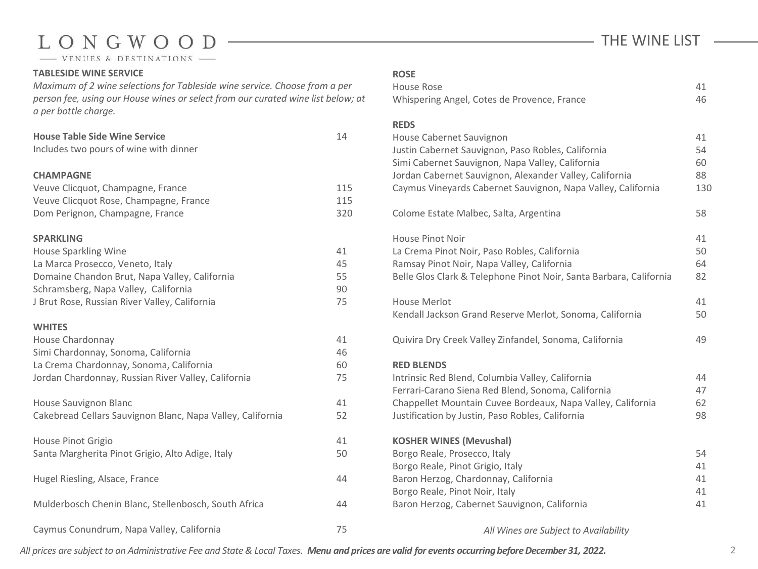# LONGWOOD

VENUES & DESTINATIONS

## THE WINE LIST

### TABLESIDE WINE SERVICE

*Maximum of 2 wine selections for Tableside wine service. Choose from a per person fee, using our House wines or select from our curated wine list below; at a per bottle charge.*

| | |
|---|---|
| **House Table Side Wine Service** | 14 |
| Includes two pours of wine with dinner | |

### CHAMPAGNE

| | |
|---|---|
| Veuve Clicquot, Champagne, France | 115 |
| Veuve Clicquot Rose, Champagne, France | 115 |
| Dom Perignon, Champagne, France | 320 |

### SPARKLING

| | |
|---|---|
| House Sparkling Wine | 41 |
| La Marca Prosecco, Veneto, Italy | 45 |
| Domaine Chandon Brut, Napa Valley, California | 55 |
| Schramsberg, Napa Valley, California | 90 |
| J Brut Rose, Russian River Valley, California | 75 |

### WHITES

| | |
|---|---|
| House Chardonnay | 41 |
| Simi Chardonnay, Sonoma, California | 46 |
| La Crema Chardonnay, Sonoma, California | 60 |
| Jordan Chardonnay, Russian River Valley, California | 75 |
| House Sauvignon Blanc | 41 |
| Cakebread Cellars Sauvignon Blanc, Napa Valley, California | 52 |
| House Pinot Grigio | 41 |
| Santa Margherita Pinot Grigio, Alto Adige, Italy | 50 |
| Hugel Riesling, Alsace, France | 44 |
| Mulderbosch Chenin Blanc, Stellenbosch, South Africa | 44 |
| Caymus Conundrum, Napa Valley, California | 75 |

### ROSE

| | |
|---|---|
| House Rose | 41 |
| Whispering Angel, Cotes de Provence, France | 46 |

### REDS

| | |
|---|---|
| House Cabernet Sauvignon | 41 |
| Justin Cabernet Sauvignon, Paso Robles, California | 54 |
| Simi Cabernet Sauvignon, Napa Valley, California | 60 |
| Jordan Cabernet Sauvignon, Alexander Valley, California | 88 |
| Caymus Vineyards Cabernet Sauvignon, Napa Valley, California | 130 |
| Colome Estate Malbec, Salta, Argentina | 58 |
| House Pinot Noir | 41 |
| La Crema Pinot Noir, Paso Robles, California | 50 |
| Ramsay Pinot Noir, Napa Valley, California | 64 |
| Belle Glos Clark & Telephone Pinot Noir, Santa Barbara, California | 82 |
| House Merlot | 41 |
| Kendall Jackson Grand Reserve Merlot, Sonoma, California | 50 |
| Quivira Dry Creek Valley Zinfandel, Sonoma, California | 49 |

### RED BLENDS

| | |
|---|---|
| Intrinsic Red Blend, Columbia Valley, California | 44 |
| Ferrari-Carano Siena Red Blend, Sonoma, California | 47 |
| Chappellet Mountain Cuvee Bordeaux, Napa Valley, California | 62 |
| Justification by Justin, Paso Robles, California | 98 |

### KOSHER WINES (Mevushal)

| | |
|---|---|
| Borgo Reale, Prosecco, Italy | 54 |
| Borgo Reale, Pinot Grigio, Italy | 41 |
| Baron Herzog, Chardonnay, California | 41 |
| Borgo Reale, Pinot Noir, Italy | 41 |
| Baron Herzog, Cabernet Sauvignon, California | 41 |

*All Wines are Subject to Availability*

*All prices are subject to an Administrative Fee and State & Local Taxes.* ***Menu and prices are valid for events occurring before December 31, 2022.***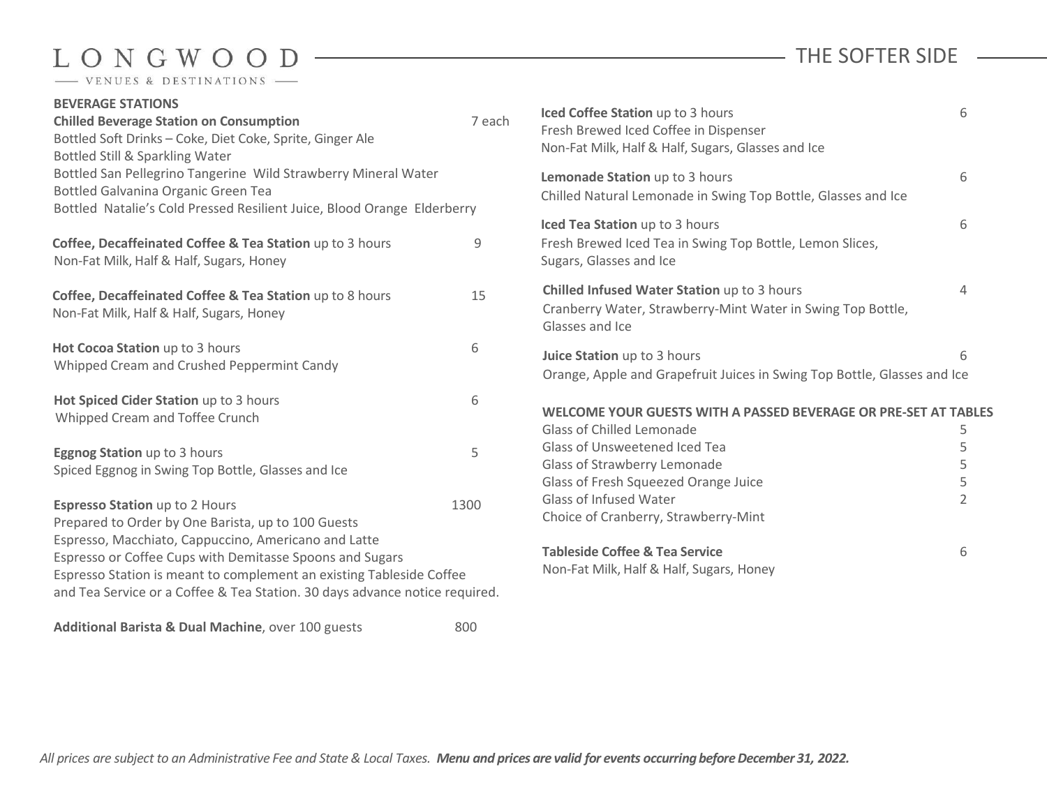# LONGWOOD

VENUES & DESTINATIONS

## THE SOFTER SIDE

### BEVERAGE STATIONS

**Chilled Beverage Station on Consumption** 7 each

Bottled Soft Drinks – Coke, Diet Coke, Sprite, Ginger Ale
Bottled Still & Sparkling Water
Bottled San Pellegrino Tangerine Wild Strawberry Mineral Water
Bottled Galvanina Organic Green Tea
Bottled Natalie's Cold Pressed Resilient Juice, Blood Orange Elderberry

**Coffee, Decaffeinated Coffee & Tea Station** up to 3 hours 9

Non-Fat Milk, Half & Half, Sugars, Honey

**Coffee, Decaffeinated Coffee & Tea Station** up to 8 hours 15

Non-Fat Milk, Half & Half, Sugars, Honey

**Hot Cocoa Station** up to 3 hours 6

Whipped Cream and Crushed Peppermint Candy

**Hot Spiced Cider Station** up to 3 hours 6

Whipped Cream and Toffee Crunch

**Eggnog Station** up to 3 hours 5

Spiced Eggnog in Swing Top Bottle, Glasses and Ice

**Espresso Station** up to 2 Hours 1300

Prepared to Order by One Barista, up to 100 Guests
Espresso, Macchiato, Cappuccino, Americano and Latte
Espresso or Coffee Cups with Demitasse Spoons and Sugars
Espresso Station is meant to complement an existing Tableside Coffee and Tea Service or a Coffee & Tea Station. 30 days advance notice required.

**Additional Barista & Dual Machine**, over 100 guests 800

**Iced Coffee Station** up to 3 hours 6

Fresh Brewed Iced Coffee in Dispenser
Non-Fat Milk, Half & Half, Sugars, Glasses and Ice

**Lemonade Station** up to 3 hours 6

Chilled Natural Lemonade in Swing Top Bottle, Glasses and Ice

**Iced Tea Station** up to 3 hours 6

Fresh Brewed Iced Tea in Swing Top Bottle, Lemon Slices, Sugars, Glasses and Ice

**Chilled Infused Water Station** up to 3 hours 4

Cranberry Water, Strawberry-Mint Water in Swing Top Bottle, Glasses and Ice

**Juice Station** up to 3 hours 6

Orange, Apple and Grapefruit Juices in Swing Top Bottle, Glasses and Ice

### WELCOME YOUR GUESTS WITH A PASSED BEVERAGE OR PRE-SET AT TABLES

| | |
|---|---|
| Glass of Chilled Lemonade | 5 |
| Glass of Unsweetened Iced Tea | 5 |
| Glass of Strawberry Lemonade | 5 |
| Glass of Fresh Squeezed Orange Juice | 5 |
| Glass of Infused Water<br>Choice of Cranberry, Strawberry-Mint | 2 |

**Tableside Coffee & Tea Service** 6

Non-Fat Milk, Half & Half, Sugars, Honey

*All prices are subject to an Administrative Fee and State & Local Taxes.* ***Menu and prices are valid for events occurring before December 31, 2022.***